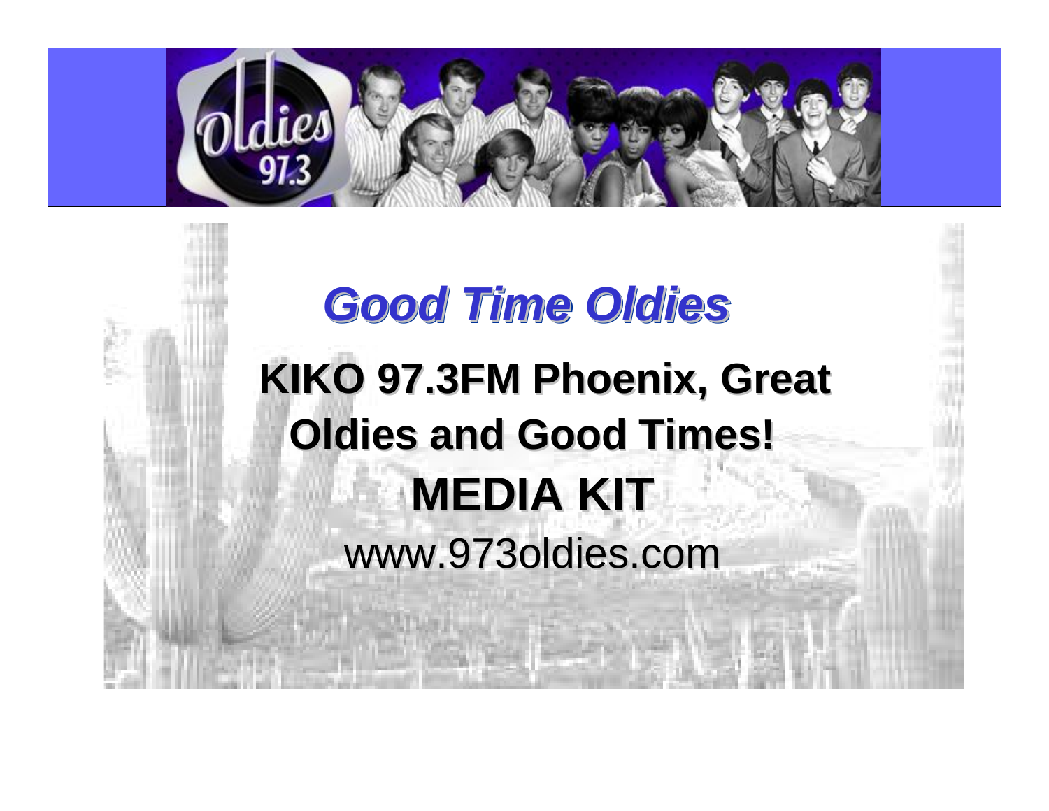# *Good Time Oldies*

## KIKO 97.3FM Phoenix, Great Oldies and Good Times!

## MEDIA KIT

www.973oldies.com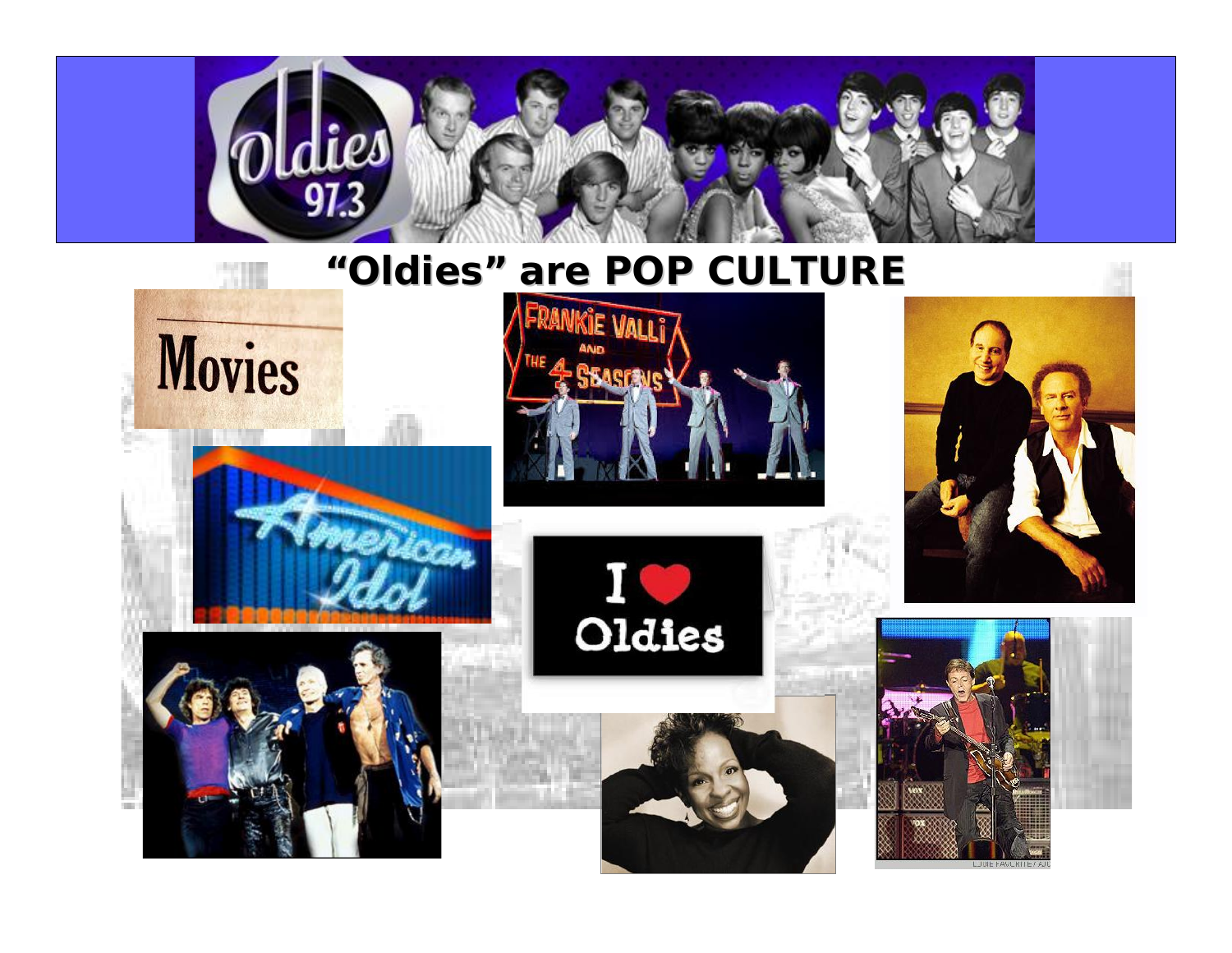# "Oldies" are POP CULTURE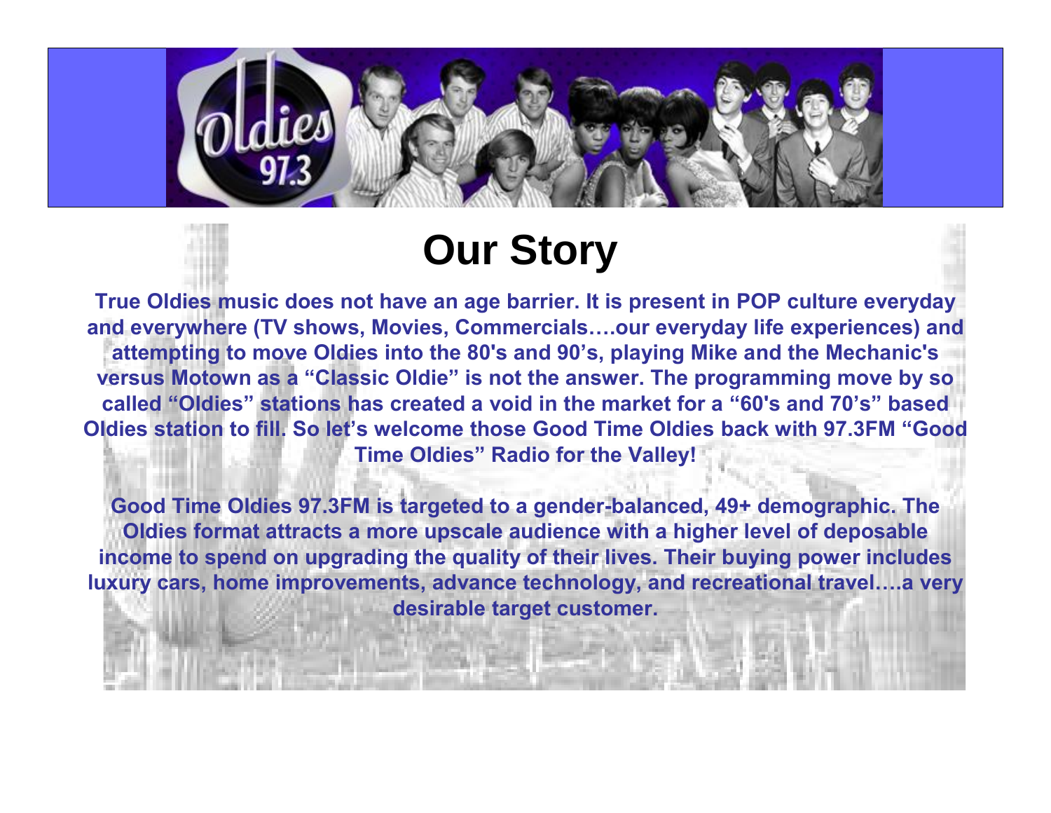# Our Story

**True Oldies music does not have an age barrier. It is present in POP culture everyday and everywhere (TV shows, Movies, Commercials….our everyday life experiences) and attempting to move Oldies into the 80's and 90's, playing Mike and the Mechanic's versus Motown as a "Classic Oldie" is not the answer. The programming move by so called "Oldies" stations has created a void in the market for a "60's and 70's" based Oldies station to fill. So let's welcome those Good Time Oldies back with 97.3FM "Good Time Oldies" Radio for the Valley!**

**Good Time Oldies 97.3FM is targeted to a gender-balanced, 49+ demographic. The Oldies format attracts a more upscale audience with a higher level of deposable income to spend on upgrading the quality of their lives. Their buying power includes luxury cars, home improvements, advance technology, and recreational travel….a very desirable target customer.**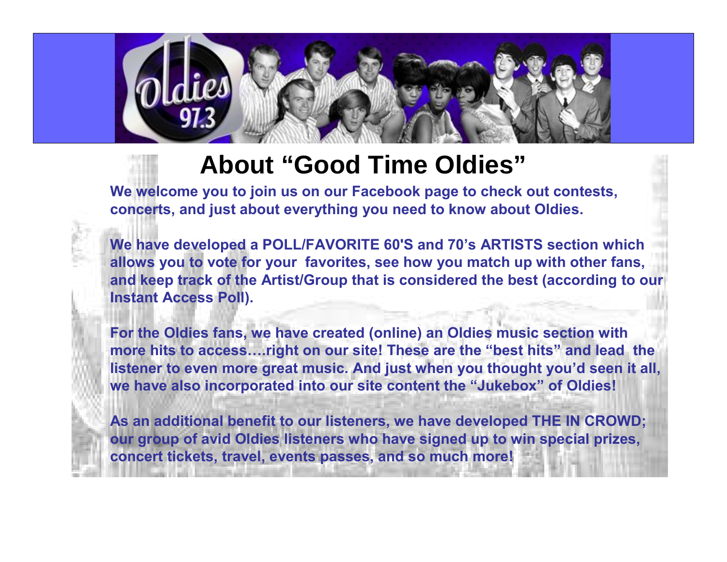# About “Good Time Oldies”

**We welcome you to join us on our Facebook page to check out contests, concerts, and just about everything you need to know about Oldies.**

**We have developed a POLL/FAVORITE 60'S and 70’s ARTISTS section which allows you to vote for your favorites, see how you match up with other fans, and keep track of the Artist/Group that is considered the best (according to our Instant Access Poll).**

**For the Oldies fans, we have created (online) an Oldies music section with more hits to access….right on our site! These are the “best hits” and lead the listener to even more great music. And just when you thought you’d seen it all, we have also incorporated into our site content the “Jukebox” of Oldies!**

**As an additional benefit to our listeners, we have developed THE IN CROWD; our group of avid Oldies listeners who have signed up to win special prizes, concert tickets, travel, events passes, and so much more!**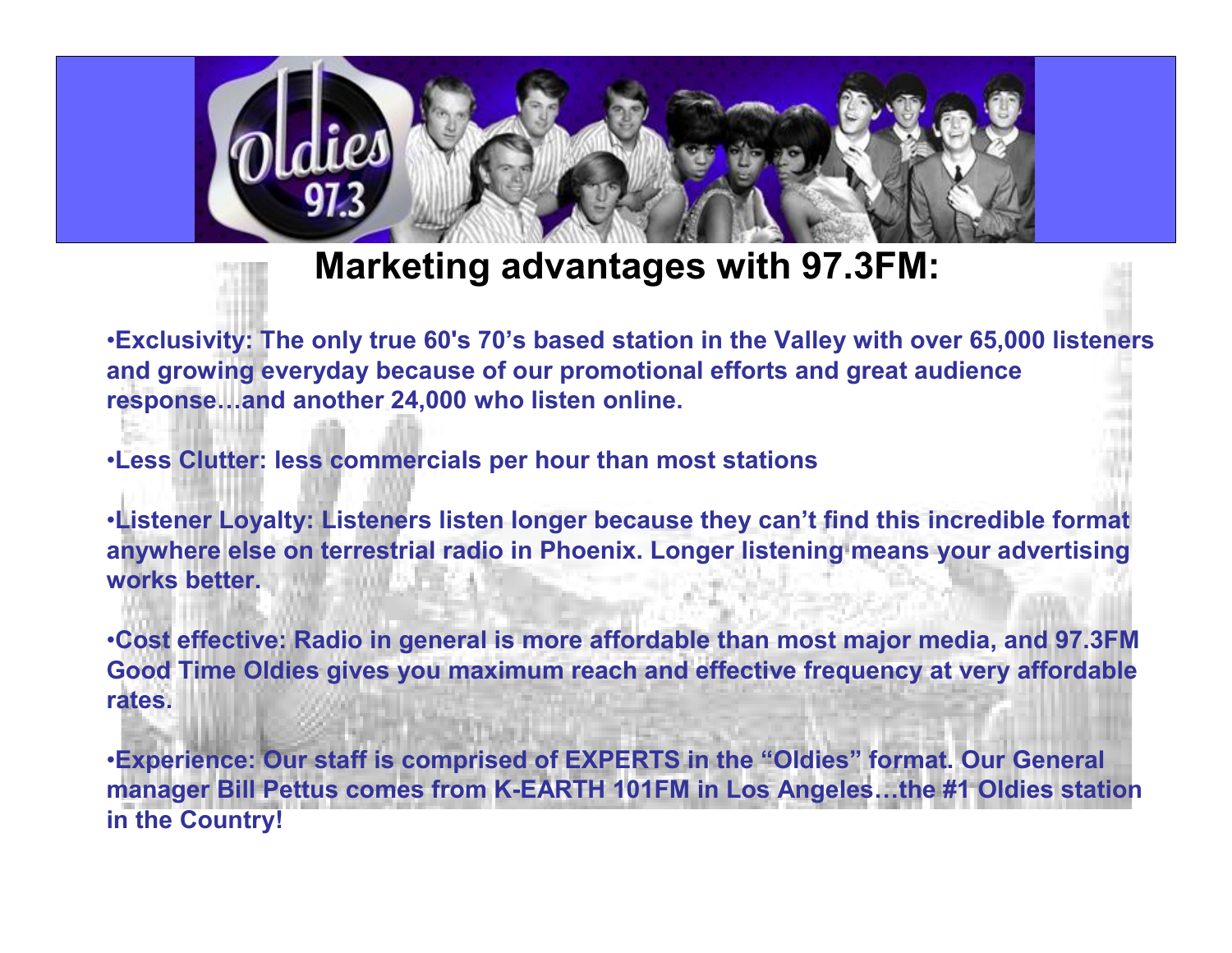## Marketing advantages with 97.3FM:

- **Exclusivity: The only true 60's 70's based station in the Valley with over 65,000 listeners and growing everyday because of our promotional efforts and great audience response…and another 24,000 who listen online.**

- **Less Clutter: less commercials per hour than most stations**

- **Listener Loyalty: Listeners listen longer because they can't find this incredible format anywhere else on terrestrial radio in Phoenix. Longer listening means your advertising works better.**

- **Cost effective: Radio in general is more affordable than most major media, and 97.3FM Good Time Oldies gives you maximum reach and effective frequency at very affordable rates.**

- **Experience: Our staff is comprised of EXPERTS in the "Oldies" format. Our General manager Bill Pettus comes from K-EARTH 101FM in Los Angeles…the #1 Oldies station in the Country!**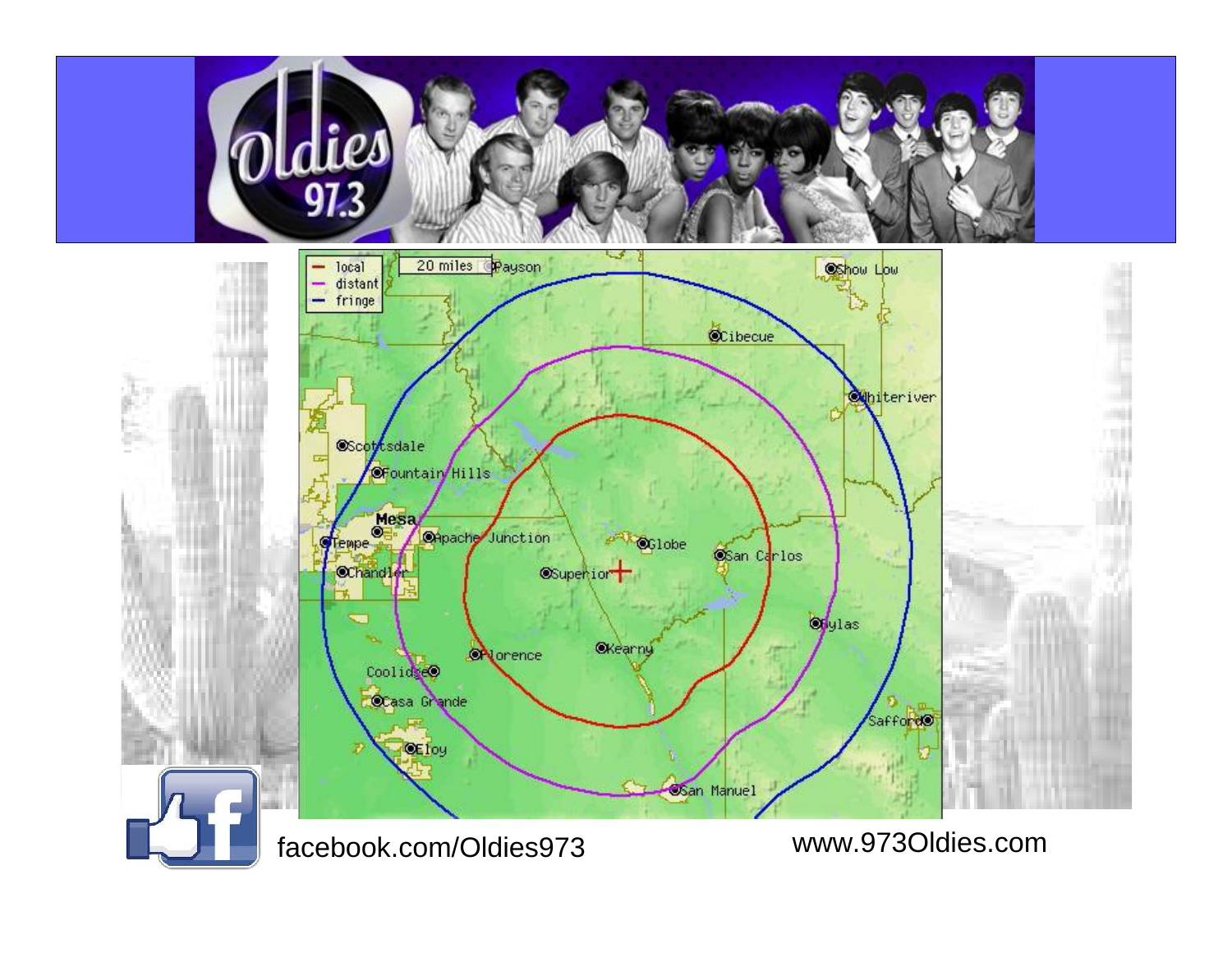Oldies 97.3

| local | distant | fringe |
|---|---|---|

20 miles

Payson, Show Low, Cibecue, Whiteriver, Scottsdale, Fountain Hills, Mesa, Tempe, Apache Junction, Globe, San Carlos, Chandler, Superior, Bylas, Florence, Kearny, Coolidge, Casa Grande, Safford, Eloy, San Manuel

facebook.com/Oldies973

www.973Oldies.com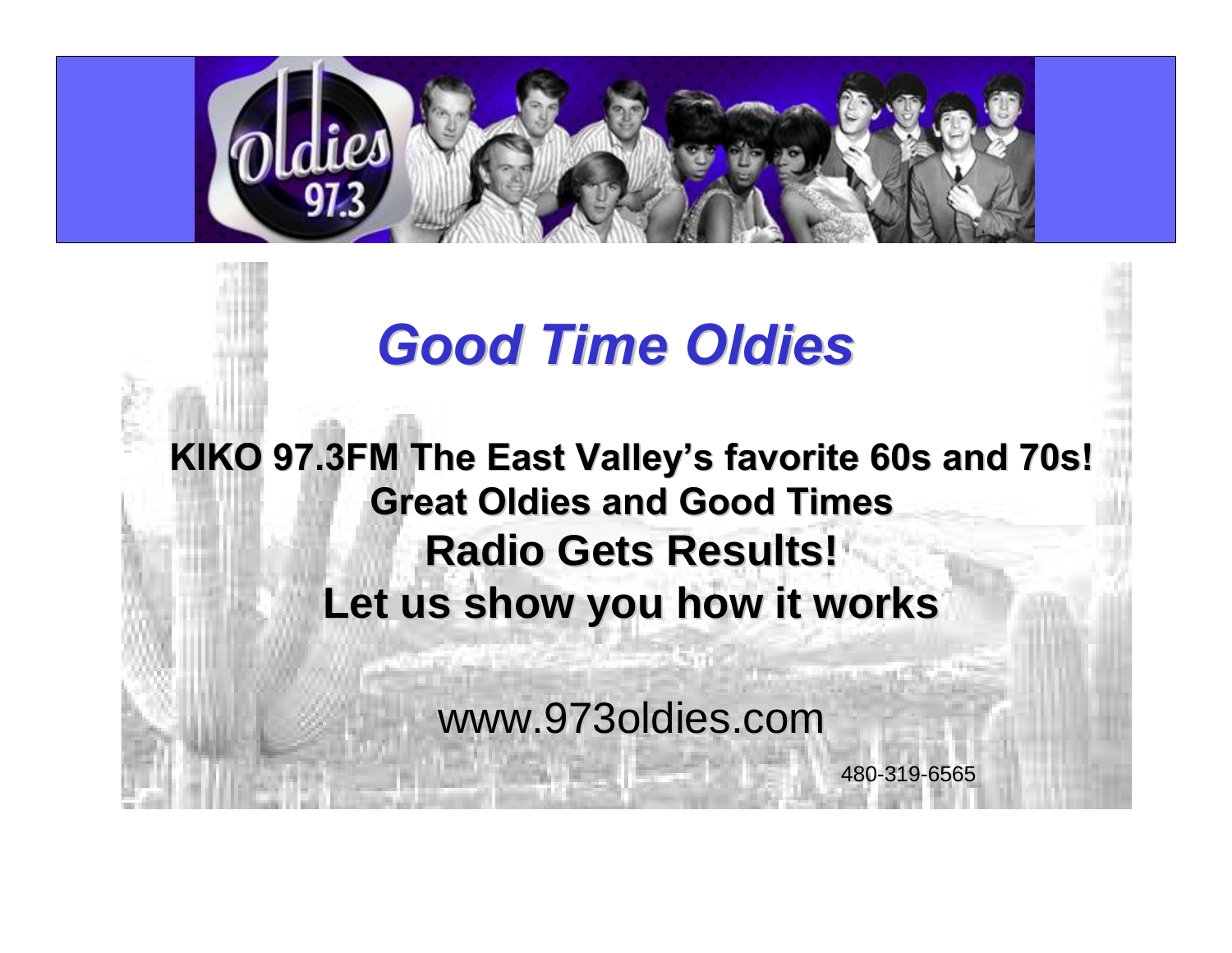# *Good Time Oldies*

**KIKO 97.3FM The East Valley's favorite 60s and 70s!**

**Great Oldies and Good Times**

**Radio Gets Results!**

**Let us show you how it works**

www.973oldies.com

480-319-6565